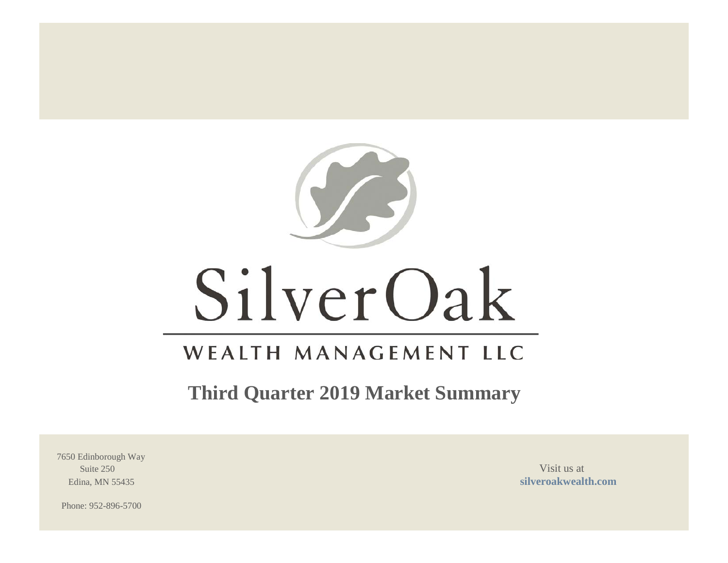SilverOak

WEALTH MANAGEMENT LLC

# Third Quarter 2019 Market Summary

7650 Edinborough Way
Suite 250
Edina, MN 55435

Phone: 952-896-5700

Visit us at
**silveroakwealth.com**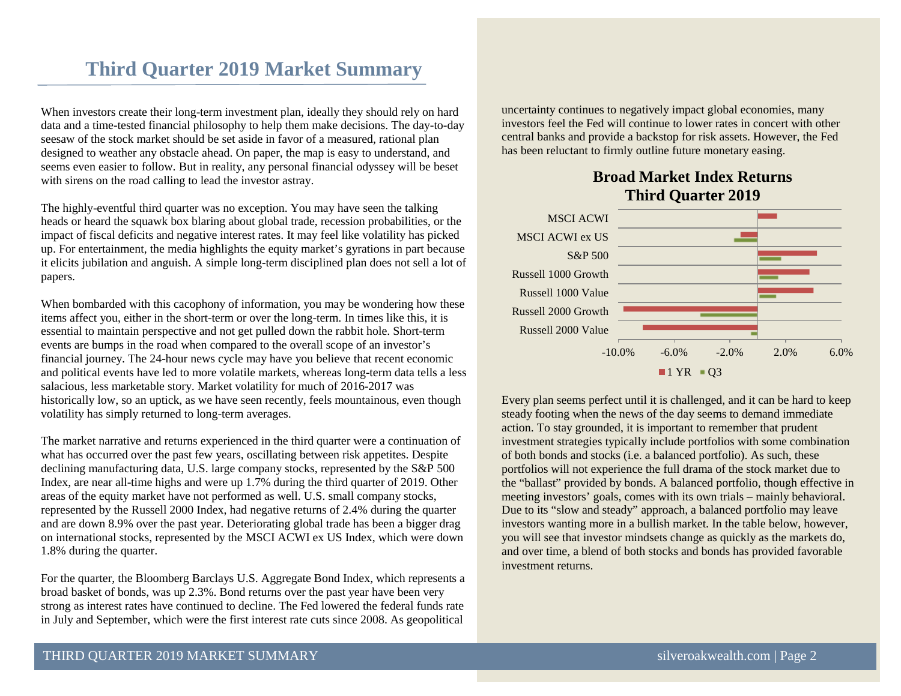# Third Quarter 2019 Market Summary

When investors create their long-term investment plan, ideally they should rely on hard data and a time-tested financial philosophy to help them make decisions. The day-to-day seesaw of the stock market should be set aside in favor of a measured, rational plan designed to weather any obstacle ahead. On paper, the map is easy to understand, and seems even easier to follow. But in reality, any personal financial odyssey will be beset with sirens on the road calling to lead the investor astray.

The highly-eventful third quarter was no exception. You may have seen the talking heads or heard the squawk box blaring about global trade, recession probabilities, or the impact of fiscal deficits and negative interest rates. It may feel like volatility has picked up. For entertainment, the media highlights the equity market's gyrations in part because it elicits jubilation and anguish. A simple long-term disciplined plan does not sell a lot of papers.

When bombarded with this cacophony of information, you may be wondering how these items affect you, either in the short-term or over the long-term. In times like this, it is essential to maintain perspective and not get pulled down the rabbit hole. Short-term events are bumps in the road when compared to the overall scope of an investor's financial journey. The 24-hour news cycle may have you believe that recent economic and political events have led to more volatile markets, whereas long-term data tells a less salacious, less marketable story. Market volatility for much of 2016-2017 was historically low, so an uptick, as we have seen recently, feels mountainous, even though volatility has simply returned to long-term averages.

The market narrative and returns experienced in the third quarter were a continuation of what has occurred over the past few years, oscillating between risk appetites. Despite declining manufacturing data, U.S. large company stocks, represented by the S&P 500 Index, are near all-time highs and were up 1.7% during the third quarter of 2019. Other areas of the equity market have not performed as well. U.S. small company stocks, represented by the Russell 2000 Index, had negative returns of 2.4% during the quarter and are down 8.9% over the past year. Deteriorating global trade has been a bigger drag on international stocks, represented by the MSCI ACWI ex US Index, which were down 1.8% during the quarter.

For the quarter, the Bloomberg Barclays U.S. Aggregate Bond Index, which represents a broad basket of bonds, was up 2.3%. Bond returns over the past year have been very strong as interest rates have continued to decline. The Fed lowered the federal funds rate in July and September, which were the first interest rate cuts since 2008. As geopolitical uncertainty continues to negatively impact global economies, many investors feel the Fed will continue to lower rates in concert with other central banks and provide a backstop for risk assets. However, the Fed has been reluctant to firmly outline future monetary easing.

**Broad Market Index Returns**
**Third Quarter 2019**

(Bar chart: MSCI ACWI, MSCI ACWI ex US, S&P 500, Russell 1000 Growth, Russell 1000 Value, Russell 2000 Growth, Russell 2000 Value; axis -10.0% to 6.0%; legend: 1 YR, Q3)

Every plan seems perfect until it is challenged, and it can be hard to keep steady footing when the news of the day seems to demand immediate action. To stay grounded, it is important to remember that prudent investment strategies typically include portfolios with some combination of both bonds and stocks (i.e. a balanced portfolio). As such, these portfolios will not experience the full drama of the stock market due to the "ballast" provided by bonds. A balanced portfolio, though effective in meeting investors' goals, comes with its own trials – mainly behavioral. Due to its "slow and steady" approach, a balanced portfolio may leave investors wanting more in a bullish market. In the table below, however, you will see that investor mindsets change as quickly as the markets do, and over time, a blend of both stocks and bonds has provided favorable investment returns.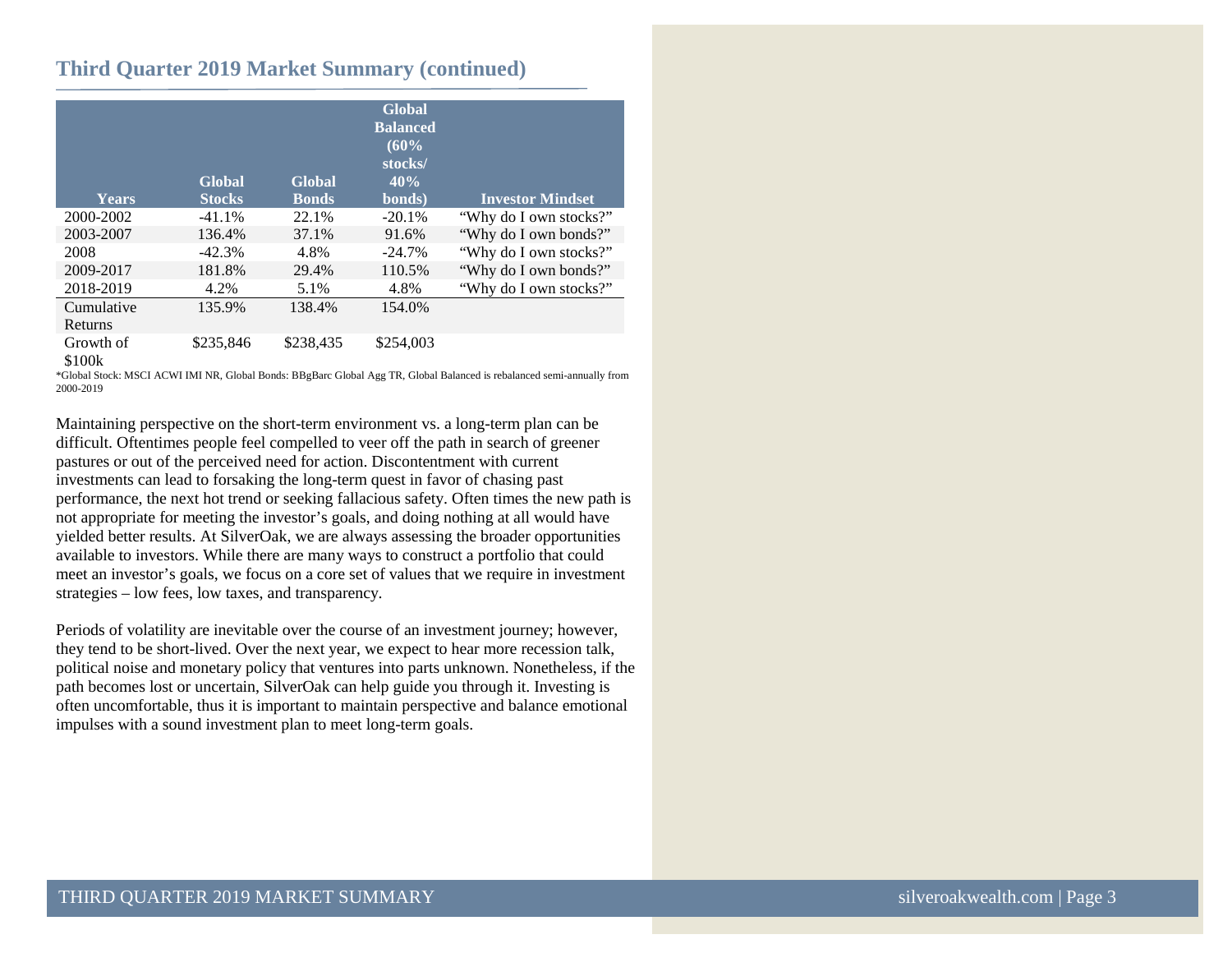## Third Quarter 2019 Market Summary (continued)

| Years | Global Stocks | Global Bonds | Global Balanced (60% stocks/ 40% bonds) | Investor Mindset |
| --- | --- | --- | --- | --- |
| 2000-2002 | -41.1% | 22.1% | -20.1% | “Why do I own stocks?” |
| 2003-2007 | 136.4% | 37.1% | 91.6% | “Why do I own bonds?” |
| 2008 | -42.3% | 4.8% | -24.7% | “Why do I own stocks?” |
| 2009-2017 | 181.8% | 29.4% | 110.5% | “Why do I own bonds?” |
| 2018-2019 | 4.2% | 5.1% | 4.8% | “Why do I own stocks?” |
| Cumulative Returns | 135.9% | 138.4% | 154.0% | |
| Growth of $100k | $235,846 | $238,435 | $254,003 | |

*Global Stock: MSCI ACWI IMI NR, Global Bonds: BBgBarc Global Agg TR, Global Balanced is rebalanced semi-annually from 2000-2019

Maintaining perspective on the short-term environment vs. a long-term plan can be difficult. Oftentimes people feel compelled to veer off the path in search of greener pastures or out of the perceived need for action. Discontentment with current investments can lead to forsaking the long-term quest in favor of chasing past performance, the next hot trend or seeking fallacious safety. Often times the new path is not appropriate for meeting the investor’s goals, and doing nothing at all would have yielded better results. At SilverOak, we are always assessing the broader opportunities available to investors. While there are many ways to construct a portfolio that could meet an investor’s goals, we focus on a core set of values that we require in investment strategies – low fees, low taxes, and transparency.

Periods of volatility are inevitable over the course of an investment journey; however, they tend to be short-lived. Over the next year, we expect to hear more recession talk, political noise and monetary policy that ventures into parts unknown. Nonetheless, if the path becomes lost or uncertain, SilverOak can help guide you through it. Investing is often uncomfortable, thus it is important to maintain perspective and balance emotional impulses with a sound investment plan to meet long-term goals.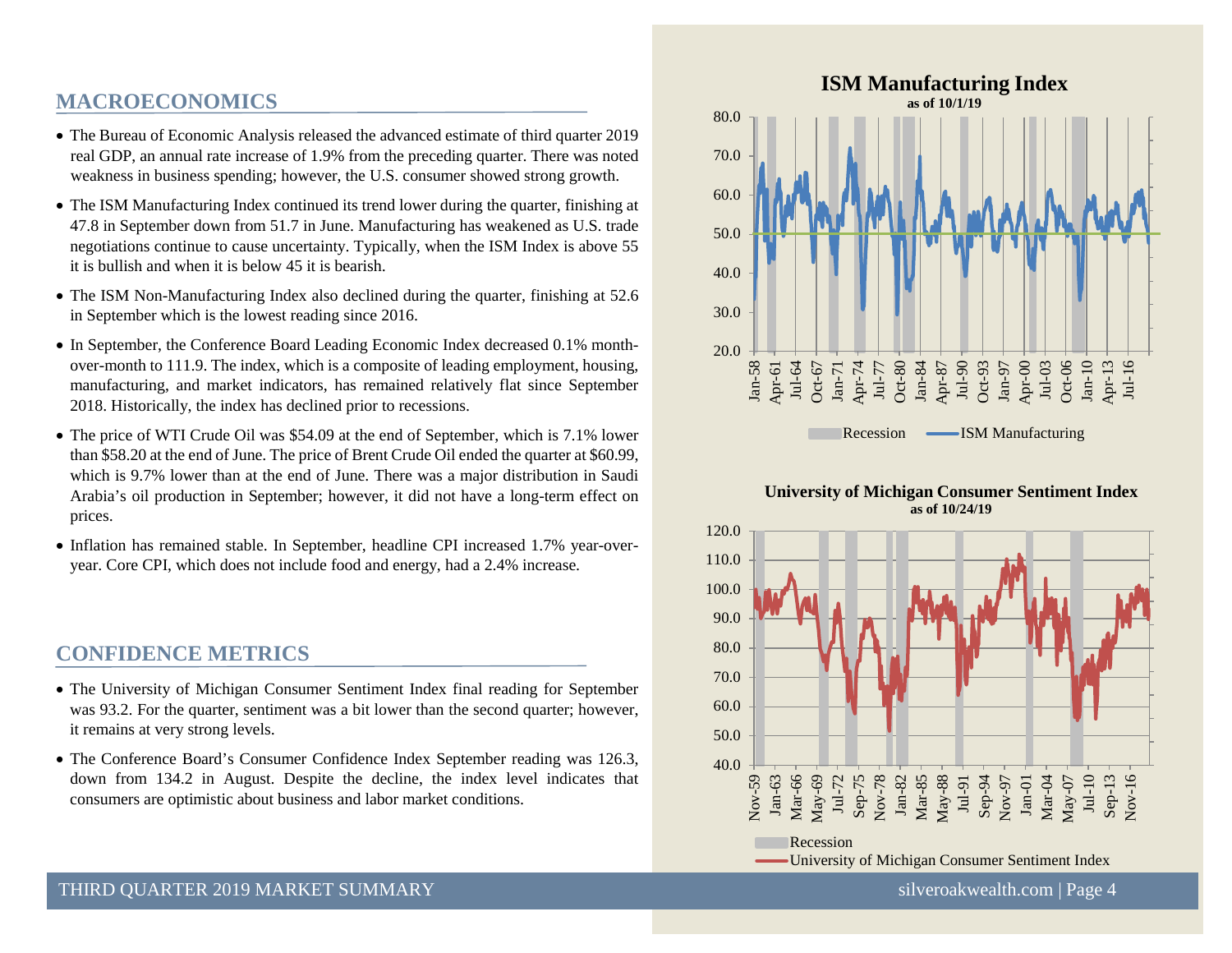## MACROECONOMICS

- The Bureau of Economic Analysis released the advanced estimate of third quarter 2019 real GDP, an annual rate increase of 1.9% from the preceding quarter. There was noted weakness in business spending; however, the U.S. consumer showed strong growth.
- The ISM Manufacturing Index continued its trend lower during the quarter, finishing at 47.8 in September down from 51.7 in June. Manufacturing has weakened as U.S. trade negotiations continue to cause uncertainty. Typically, when the ISM Index is above 55 it is bullish and when it is below 45 it is bearish.
- The ISM Non-Manufacturing Index also declined during the quarter, finishing at 52.6 in September which is the lowest reading since 2016.
- In September, the Conference Board Leading Economic Index decreased 0.1% month-over-month to 111.9. The index, which is a composite of leading employment, housing, manufacturing, and market indicators, has remained relatively flat since September 2018. Historically, the index has declined prior to recessions.
- The price of WTI Crude Oil was $54.09 at the end of September, which is 7.1% lower than $58.20 at the end of June. The price of Brent Crude Oil ended the quarter at $60.99, which is 9.7% lower than at the end of June. There was a major distribution in Saudi Arabia's oil production in September; however, it did not have a long-term effect on prices.
- Inflation has remained stable. In September, headline CPI increased 1.7% year-over-year. Core CPI, which does not include food and energy, had a 2.4% increase.

## CONFIDENCE METRICS

- The University of Michigan Consumer Sentiment Index final reading for September was 93.2. For the quarter, sentiment was a bit lower than the second quarter; however, it remains at very strong levels.
- The Conference Board's Consumer Confidence Index September reading was 126.3, down from 134.2 in August. Despite the decline, the index level indicates that consumers are optimistic about business and labor market conditions.

**ISM Manufacturing Index**
**as of 10/1/19**

Recession — ISM Manufacturing

**University of Michigan Consumer Sentiment Index**
**as of 10/24/19**

Recession — University of Michigan Consumer Sentiment Index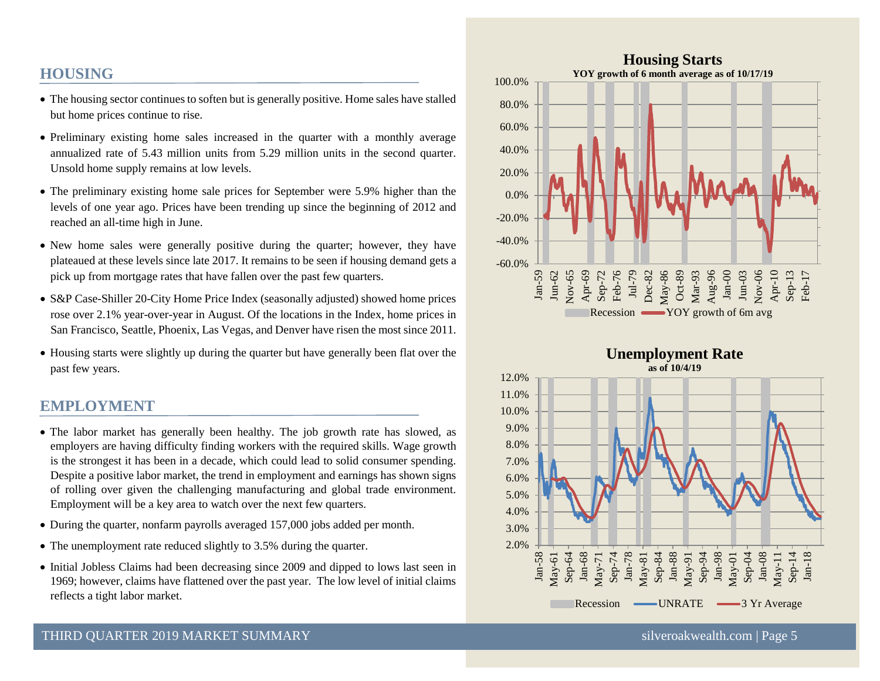## HOUSING

- The housing sector continues to soften but is generally positive. Home sales have stalled but home prices continue to rise.
- Preliminary existing home sales increased in the quarter with a monthly average annualized rate of 5.43 million units from 5.29 million units in the second quarter. Unsold home supply remains at low levels.
- The preliminary existing home sale prices for September were 5.9% higher than the levels of one year ago. Prices have been trending up since the beginning of 2012 and reached an all-time high in June.
- New home sales were generally positive during the quarter; however, they have plateaued at these levels since late 2017. It remains to be seen if housing demand gets a pick up from mortgage rates that have fallen over the past few quarters.
- S&P Case-Shiller 20-City Home Price Index (seasonally adjusted) showed home prices rose over 2.1% year-over-year in August. Of the locations in the Index, home prices in San Francisco, Seattle, Phoenix, Las Vegas, and Denver have risen the most since 2011.
- Housing starts were slightly up during the quarter but have generally been flat over the past few years.

## EMPLOYMENT

- The labor market has generally been healthy. The job growth rate has slowed, as employers are having difficulty finding workers with the required skills. Wage growth is the strongest it has been in a decade, which could lead to solid consumer spending. Despite a positive labor market, the trend in employment and earnings has shown signs of rolling over given the challenging manufacturing and global trade environment. Employment will be a key area to watch over the next few quarters.
- During the quarter, nonfarm payrolls averaged 157,000 jobs added per month.
- The unemployment rate reduced slightly to 3.5% during the quarter.
- Initial Jobless Claims had been decreasing since 2009 and dipped to lows last seen in 1969; however, claims have flattened over the past year. The low level of initial claims reflects a tight labor market.

**Housing Starts**
YOY growth of 6 month average as of 10/17/19

Legend: Recession, YOY growth of 6m avg

**Unemployment Rate**
as of 10/4/19

Legend: Recession, UNRATE, 3 Yr Average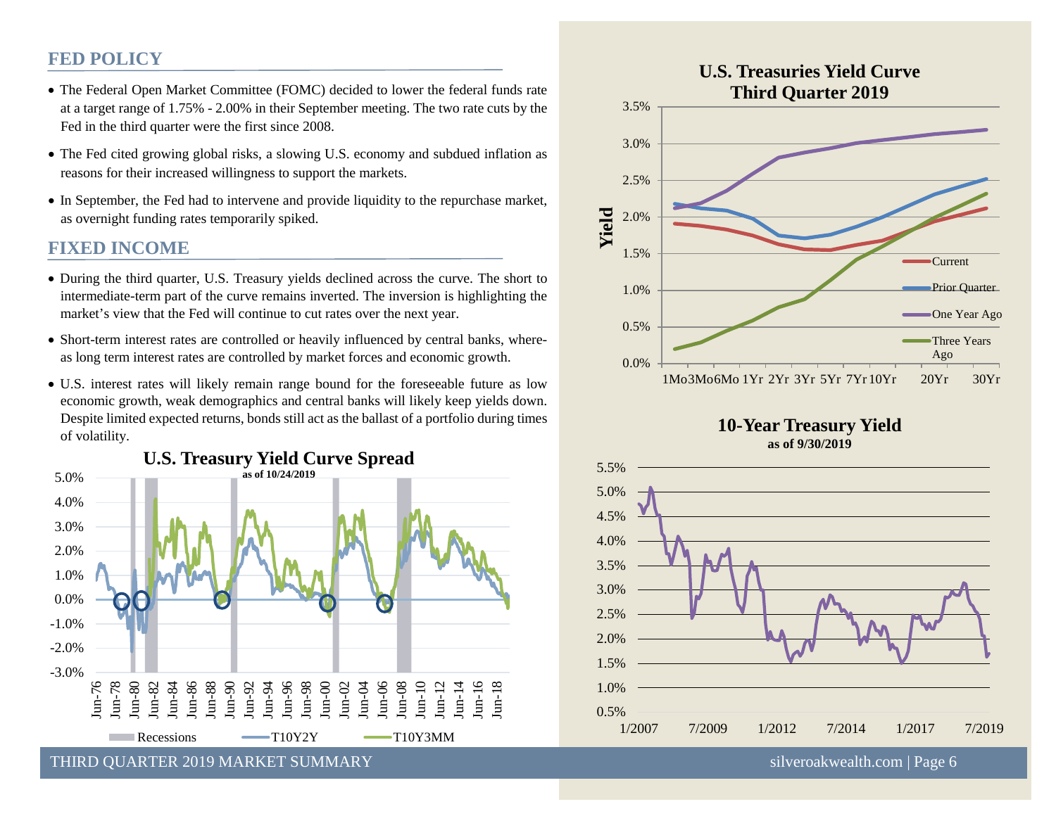## FED POLICY

- The Federal Open Market Committee (FOMC) decided to lower the federal funds rate at a target range of 1.75% - 2.00% in their September meeting. The two rate cuts by the Fed in the third quarter were the first since 2008.
- The Fed cited growing global risks, a slowing U.S. economy and subdued inflation as reasons for their increased willingness to support the markets.
- In September, the Fed had to intervene and provide liquidity to the repurchase market, as overnight funding rates temporarily spiked.

## FIXED INCOME

- During the third quarter, U.S. Treasury yields declined across the curve. The short to intermediate-term part of the curve remains inverted. The inversion is highlighting the market's view that the Fed will continue to cut rates over the next year.
- Short-term interest rates are controlled or heavily influenced by central banks, whereas long term interest rates are controlled by market forces and economic growth.
- U.S. interest rates will likely remain range bound for the foreseeable future as low economic growth, weak demographics and central banks will likely keep yields down. Despite limited expected returns, bonds still act as the ballast of a portfolio during times of volatility.

**U.S. Treasury Yield Curve Spread**
as of 10/24/2019

Legend: Recessions, T10Y2Y, T10Y3MM

**U.S. Treasuries Yield Curve Third Quarter 2019**

Legend: Current, Prior Quarter, One Year Ago, Three Years Ago

**10-Year Treasury Yield**
as of 9/30/2019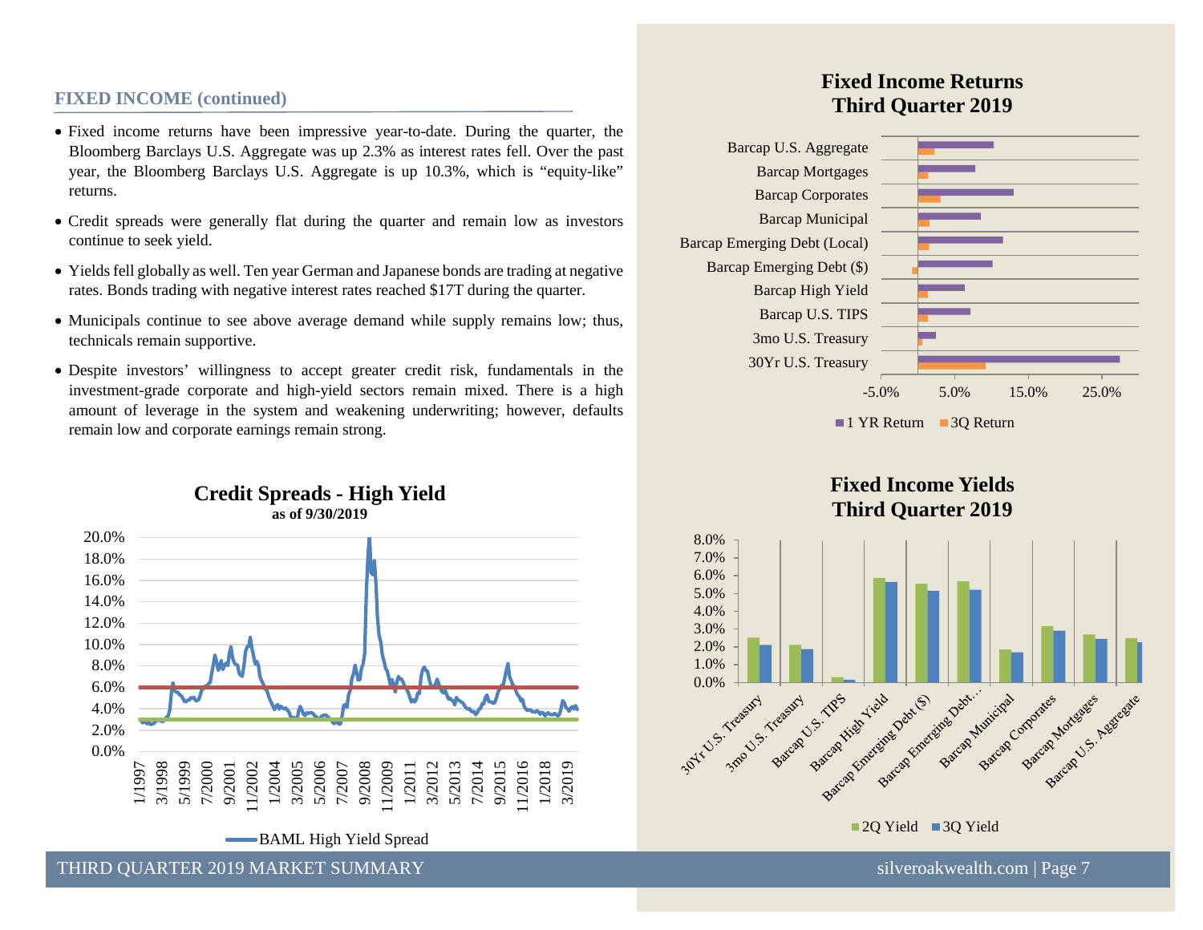## FIXED INCOME (continued)

- Fixed income returns have been impressive year-to-date. During the quarter, the Bloomberg Barclays U.S. Aggregate was up 2.3% as interest rates fell. Over the past year, the Bloomberg Barclays U.S. Aggregate is up 10.3%, which is "equity-like" returns.
- Credit spreads were generally flat during the quarter and remain low as investors continue to seek yield.
- Yields fell globally as well. Ten year German and Japanese bonds are trading at negative rates. Bonds trading with negative interest rates reached $17T during the quarter.
- Municipals continue to see above average demand while supply remains low; thus, technicals remain supportive.
- Despite investors' willingness to accept greater credit risk, fundamentals in the investment-grade corporate and high-yield sectors remain mixed. There is a high amount of leverage in the system and weakening underwriting; however, defaults remain low and corporate earnings remain strong.

**Credit Spreads - High Yield**
**as of 9/30/2019**

BAML High Yield Spread

**Fixed Income Returns**
**Third Quarter 2019**

Barcap U.S. Aggregate, Barcap Mortgages, Barcap Corporates, Barcap Municipal, Barcap Emerging Debt (Local), Barcap Emerging Debt ($), Barcap High Yield, Barcap U.S. TIPS, 3mo U.S. Treasury, 30Yr U.S. Treasury

1 YR Return | 3Q Return

**Fixed Income Yields**
**Third Quarter 2019**

30Yr U.S. Treasury, 3mo U.S. Treasury, Barcap U.S. TIPS, Barcap High Yield, Barcap Emerging Debt ($), Barcap Emerging Debt…, Barcap Municipal, Barcap Corporates, Barcap Mortgages, Barcap U.S. Aggregate

2Q Yield | 3Q Yield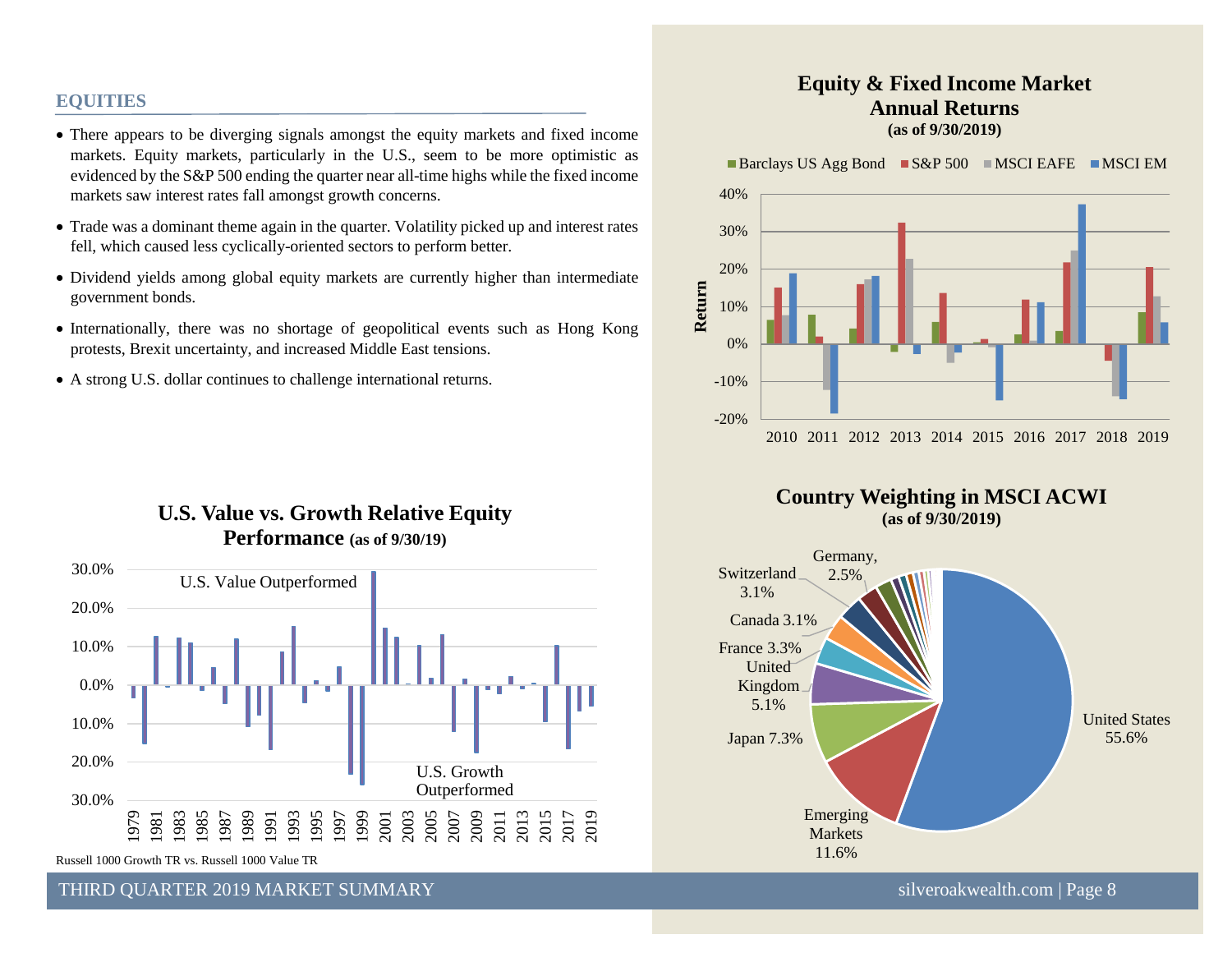## EQUITIES

- There appears to be diverging signals amongst the equity markets and fixed income markets. Equity markets, particularly in the U.S., seem to be more optimistic as evidenced by the S&P 500 ending the quarter near all-time highs while the fixed income markets saw interest rates fall amongst growth concerns.
- Trade was a dominant theme again in the quarter. Volatility picked up and interest rates fell, which caused less cyclically-oriented sectors to perform better.
- Dividend yields among global equity markets are currently higher than intermediate government bonds.
- Internationally, there was no shortage of geopolitical events such as Hong Kong protests, Brexit uncertainty, and increased Middle East tensions.
- A strong U.S. dollar continues to challenge international returns.

**Equity & Fixed Income Market Annual Returns**
**(as of 9/30/2019)**

Barclays US Agg Bond | S&P 500 | MSCI EAFE | MSCI EM

**U.S. Value vs. Growth Relative Equity Performance (as of 9/30/19)**

U.S. Value Outperformed

U.S. Growth Outperformed

Russell 1000 Growth TR vs. Russell 1000 Value TR

**Country Weighting in MSCI ACWI**
**(as of 9/30/2019)**

| Country | Weight |
|---|---|
| United States | 55.6% |
| Emerging Markets | 11.6% |
| Japan | 7.3% |
| United Kingdom | 5.1% |
| France | 3.3% |
| Canada | 3.1% |
| Switzerland | 3.1% |
| Germany | 2.5% |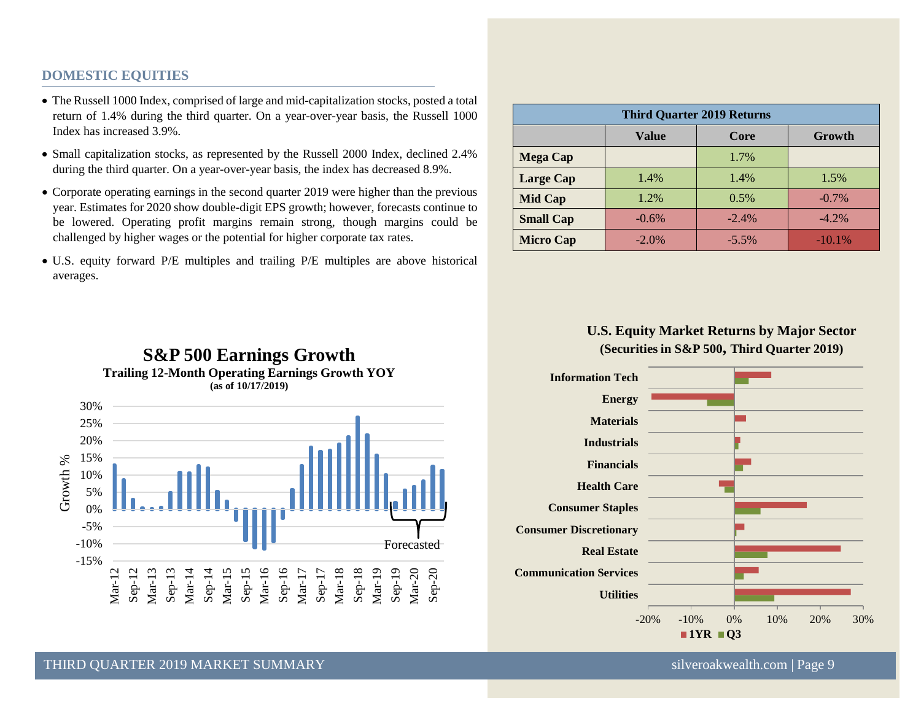## DOMESTIC EQUITIES

- The Russell 1000 Index, comprised of large and mid-capitalization stocks, posted a total return of 1.4% during the third quarter. On a year-over-year basis, the Russell 1000 Index has increased 3.9%.
- Small capitalization stocks, as represented by the Russell 2000 Index, declined 2.4% during the third quarter. On a year-over-year basis, the index has decreased 8.9%.
- Corporate operating earnings in the second quarter 2019 were higher than the previous year. Estimates for 2020 show double-digit EPS growth; however, forecasts continue to be lowered. Operating profit margins remain strong, though margins could be challenged by higher wages or the potential for higher corporate tax rates.
- U.S. equity forward P/E multiples and trailing P/E multiples are above historical averages.

| Third Quarter 2019 Returns | | | |
|---|---|---|---|
| | Value | Core | Growth |
| Mega Cap | | 1.7% | |
| Large Cap | 1.4% | 1.4% | 1.5% |
| Mid Cap | 1.2% | 0.5% | -0.7% |
| Small Cap | -0.6% | -2.4% | -4.2% |
| Micro Cap | -2.0% | -5.5% | -10.1% |

**S&P 500 Earnings Growth**

**Trailing 12-Month Operating Earnings Growth YOY**

**(as of 10/17/2019)**

**U.S. Equity Market Returns by Major Sector**

**(Securities in S&P 500, Third Quarter 2019)**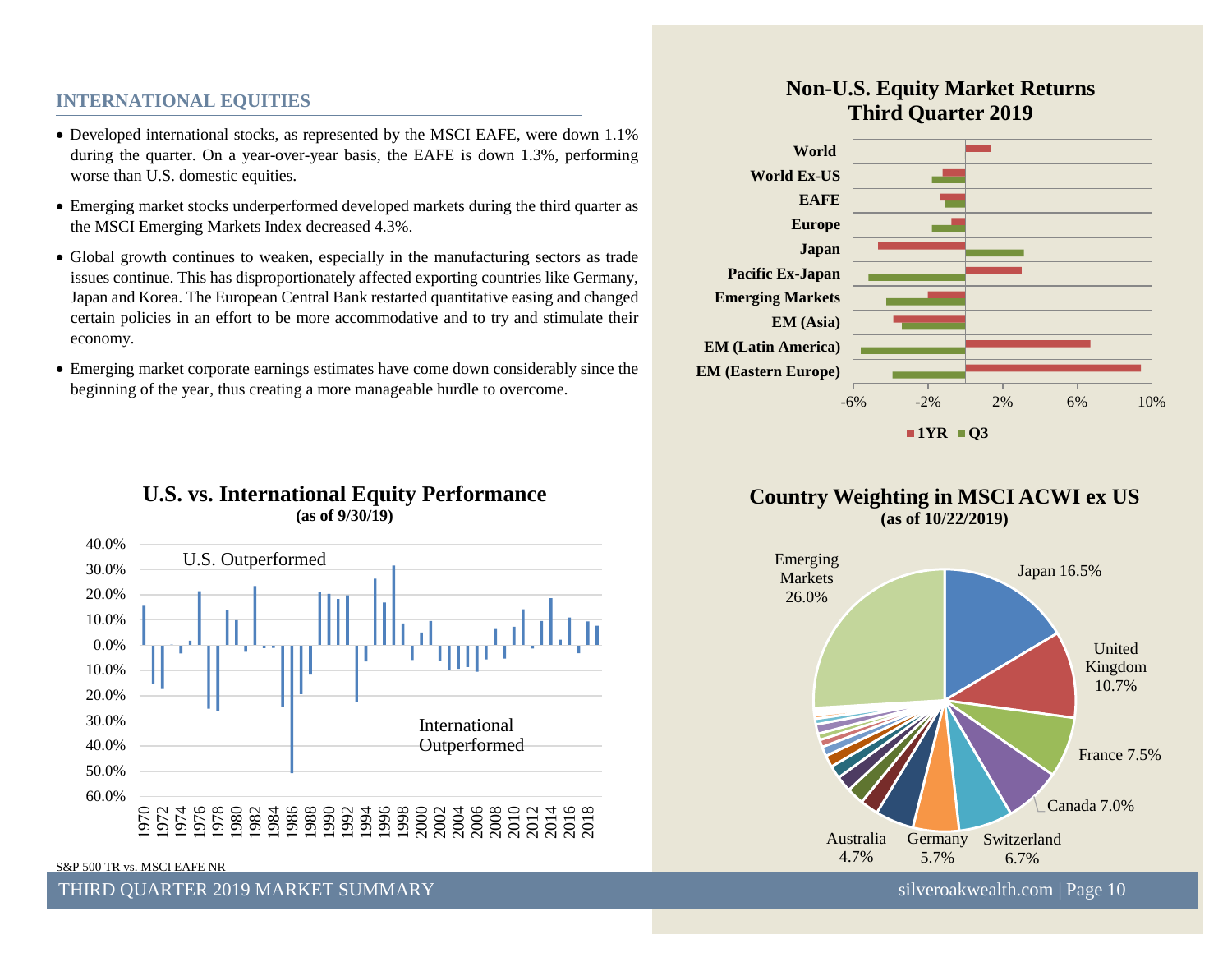## INTERNATIONAL EQUITIES

- Developed international stocks, as represented by the MSCI EAFE, were down 1.1% during the quarter. On a year-over-year basis, the EAFE is down 1.3%, performing worse than U.S. domestic equities.
- Emerging market stocks underperformed developed markets during the third quarter as the MSCI Emerging Markets Index decreased 4.3%.
- Global growth continues to weaken, especially in the manufacturing sectors as trade issues continue. This has disproportionately affected exporting countries like Germany, Japan and Korea. The European Central Bank restarted quantitative easing and changed certain policies in an effort to be more accommodative and to try and stimulate their economy.
- Emerging market corporate earnings estimates have come down considerably since the beginning of the year, thus creating a more manageable hurdle to overcome.

**Non-U.S. Equity Market Returns Third Quarter 2019**

World, World Ex-US, EAFE, Europe, Japan, Pacific Ex-Japan, Emerging Markets, EM (Asia), EM (Latin America), EM (Eastern Europe)

-6% -2% 2% 6% 10%

1YR Q3

**U.S. vs. International Equity Performance (as of 9/30/19)**

U.S. Outperformed

International Outperformed

S&P 500 TR vs. MSCI EAFE NR

**Country Weighting in MSCI ACWI ex US (as of 10/22/2019)**

Japan 16.5%, United Kingdom 10.7%, France 7.5%, Canada 7.0%, Switzerland 6.7%, Germany 5.7%, Australia 4.7%, Emerging Markets 26.0%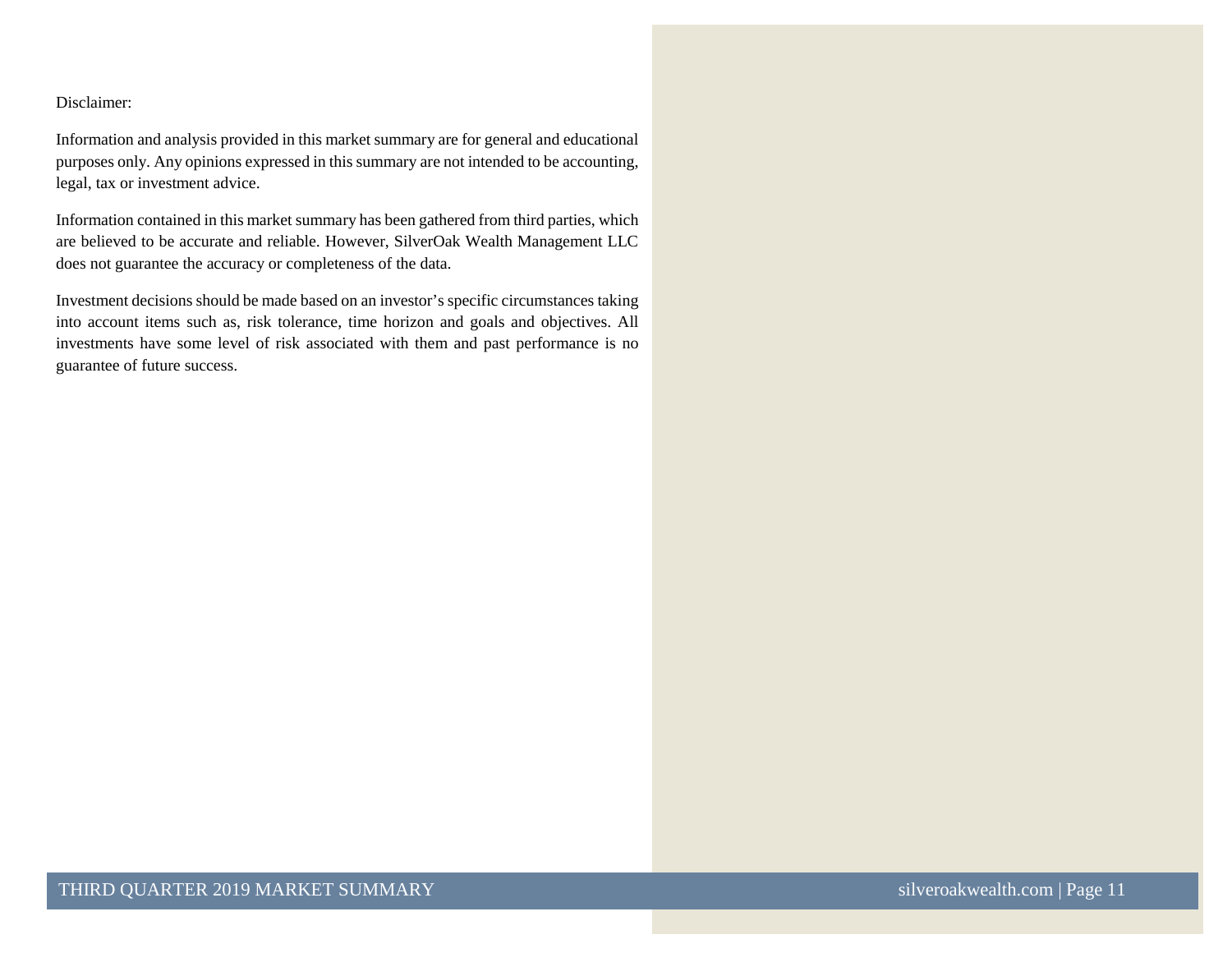Disclaimer:

Information and analysis provided in this market summary are for general and educational purposes only. Any opinions expressed in this summary are not intended to be accounting, legal, tax or investment advice.

Information contained in this market summary has been gathered from third parties, which are believed to be accurate and reliable. However, SilverOak Wealth Management LLC does not guarantee the accuracy or completeness of the data.

Investment decisions should be made based on an investor's specific circumstances taking into account items such as, risk tolerance, time horizon and goals and objectives. All investments have some level of risk associated with them and past performance is no guarantee of future success.